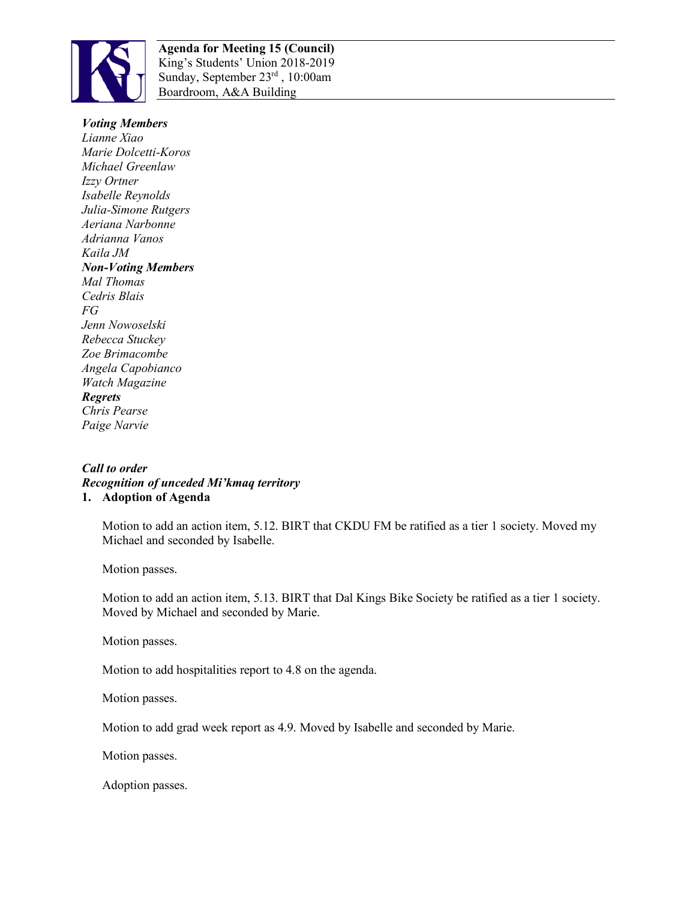**Agenda for Meeting 15 (Council)**
King's Students' Union 2018-2019
Sunday, September 23rd , 10:00am
Boardroom, A&A Building

***Voting Members***
*Lianne Xiao*
*Marie Dolcetti-Koros*
*Michael Greenlaw*
*Izzy Ortner*
*Isabelle Reynolds*
*Julia-Simone Rutgers*
*Aeriana Narbonne*
*Adrianna Vanos*
*Kaila JM*
***Non-Voting Members***
*Mal Thomas*
*Cedris Blais*
*FG*
*Jenn Nowoselski*
*Rebecca Stuckey*
*Zoe Brimacombe*
*Angela Capobianco*
*Watch Magazine*
***Regrets***
*Chris Pearse*
*Paige Narvie*

***Call to order***
***Recognition of unceded Mi'kmaq territory***
**1. Adoption of Agenda**

Motion to add an action item, 5.12. BIRT that CKDU FM be ratified as a tier 1 society. Moved my Michael and seconded by Isabelle.

Motion passes.

Motion to add an action item, 5.13. BIRT that Dal Kings Bike Society be ratified as a tier 1 society. Moved by Michael and seconded by Marie.

Motion passes.

Motion to add hospitalities report to 4.8 on the agenda.

Motion passes.

Motion to add grad week report as 4.9. Moved by Isabelle and seconded by Marie.

Motion passes.

Adoption passes.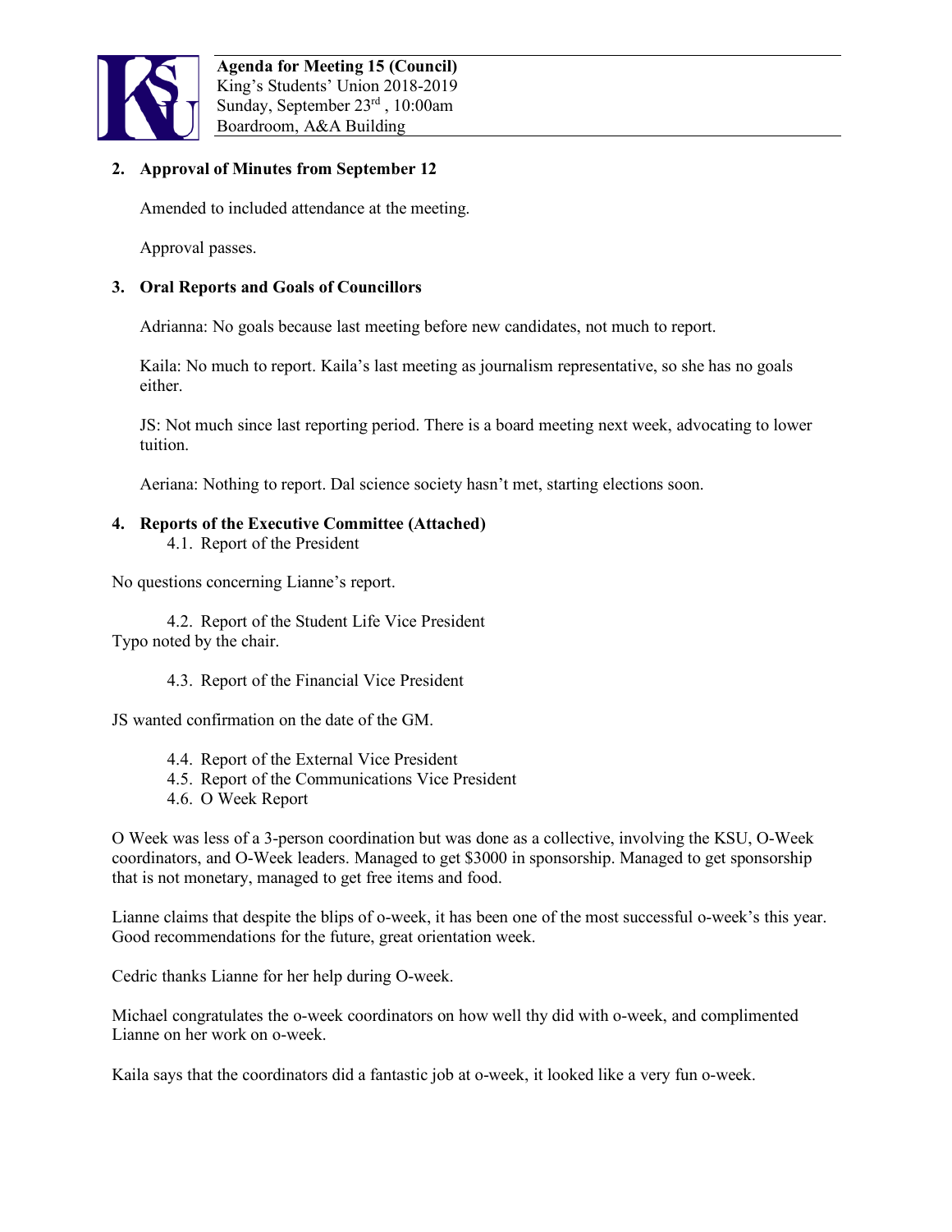**Agenda for Meeting 15 (Council)**
King's Students' Union 2018-2019
Sunday, September 23rd , 10:00am
Boardroom, A&A Building

**2. Approval of Minutes from September 12**

Amended to included attendance at the meeting.

Approval passes.

**3. Oral Reports and Goals of Councillors**

Adrianna: No goals because last meeting before new candidates, not much to report.

Kaila: No much to report. Kaila's last meeting as journalism representative, so she has no goals either.

JS: Not much since last reporting period. There is a board meeting next week, advocating to lower tuition.

Aeriana: Nothing to report. Dal science society hasn't met, starting elections soon.

**4. Reports of the Executive Committee (Attached)**

4.1. Report of the President

No questions concerning Lianne's report.

4.2. Report of the Student Life Vice President

Typo noted by the chair.

4.3. Report of the Financial Vice President

JS wanted confirmation on the date of the GM.

4.4. Report of the External Vice President

4.5. Report of the Communications Vice President

4.6. O Week Report

O Week was less of a 3-person coordination but was done as a collective, involving the KSU, O-Week coordinators, and O-Week leaders. Managed to get $3000 in sponsorship. Managed to get sponsorship that is not monetary, managed to get free items and food.

Lianne claims that despite the blips of o-week, it has been one of the most successful o-week's this year. Good recommendations for the future, great orientation week.

Cedric thanks Lianne for her help during O-week.

Michael congratulates the o-week coordinators on how well thy did with o-week, and complimented Lianne on her work on o-week.

Kaila says that the coordinators did a fantastic job at o-week, it looked like a very fun o-week.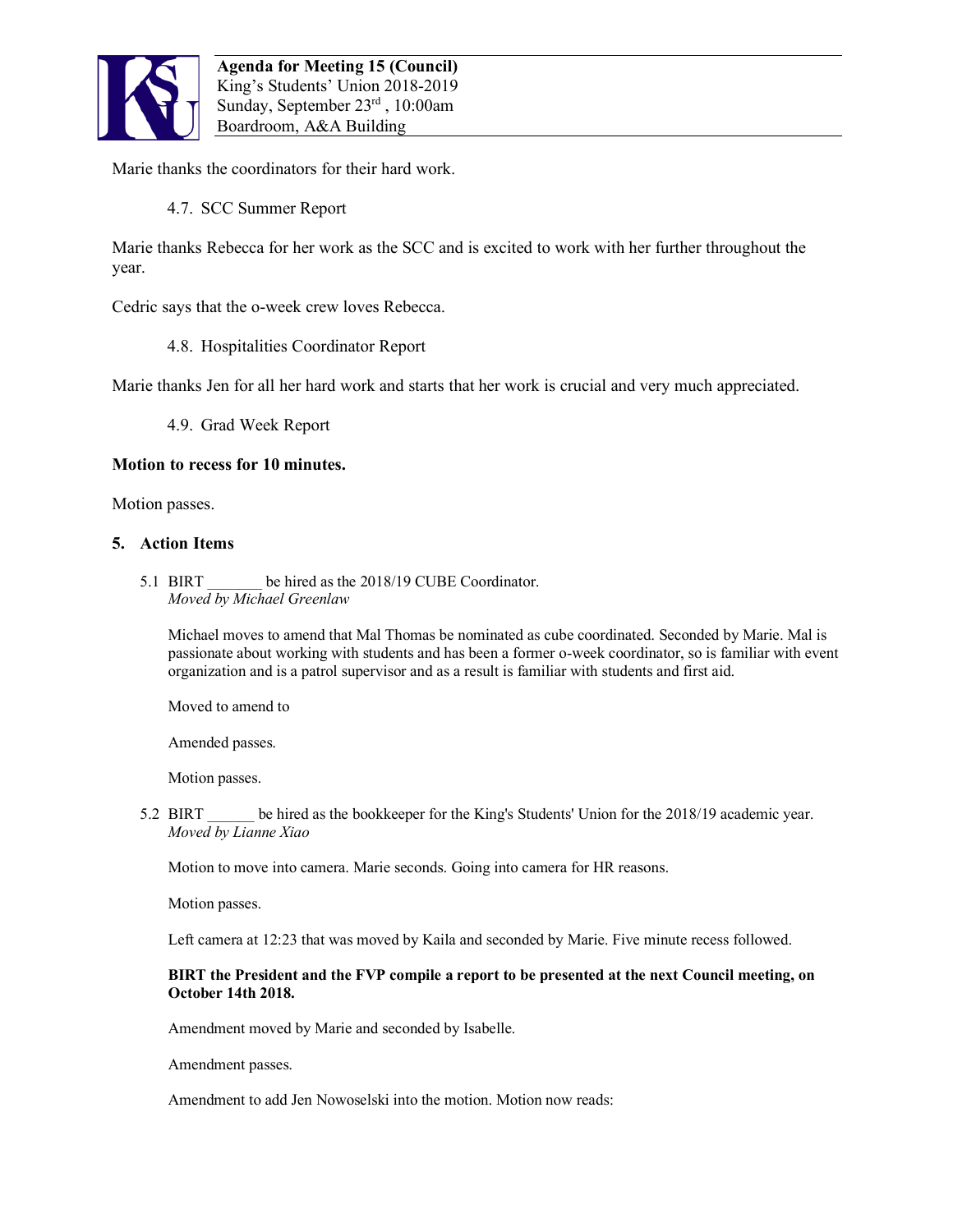Marie thanks the coordinators for their hard work.

4.7. SCC Summer Report

Marie thanks Rebecca for her work as the SCC and is excited to work with her further throughout the year.

Cedric says that the o-week crew loves Rebecca.

4.8. Hospitalities Coordinator Report

Marie thanks Jen for all her hard work and starts that her work is crucial and very much appreciated.

4.9. Grad Week Report

**Motion to recess for 10 minutes.**

Motion passes.

## 5. Action Items

5.1 BIRT _______ be hired as the 2018/19 CUBE Coordinator.
*Moved by Michael Greenlaw*

Michael moves to amend that Mal Thomas be nominated as cube coordinated. Seconded by Marie. Mal is passionate about working with students and has been a former o-week coordinator, so is familiar with event organization and is a patrol supervisor and as a result is familiar with students and first aid.

Moved to amend to

Amended passes.

Motion passes.

5.2 BIRT ______ be hired as the bookkeeper for the King's Students' Union for the 2018/19 academic year.
*Moved by Lianne Xiao*

Motion to move into camera. Marie seconds. Going into camera for HR reasons.

Motion passes.

Left camera at 12:23 that was moved by Kaila and seconded by Marie. Five minute recess followed.

**BIRT the President and the FVP compile a report to be presented at the next Council meeting, on October 14th 2018.**

Amendment moved by Marie and seconded by Isabelle.

Amendment passes.

Amendment to add Jen Nowoselski into the motion. Motion now reads: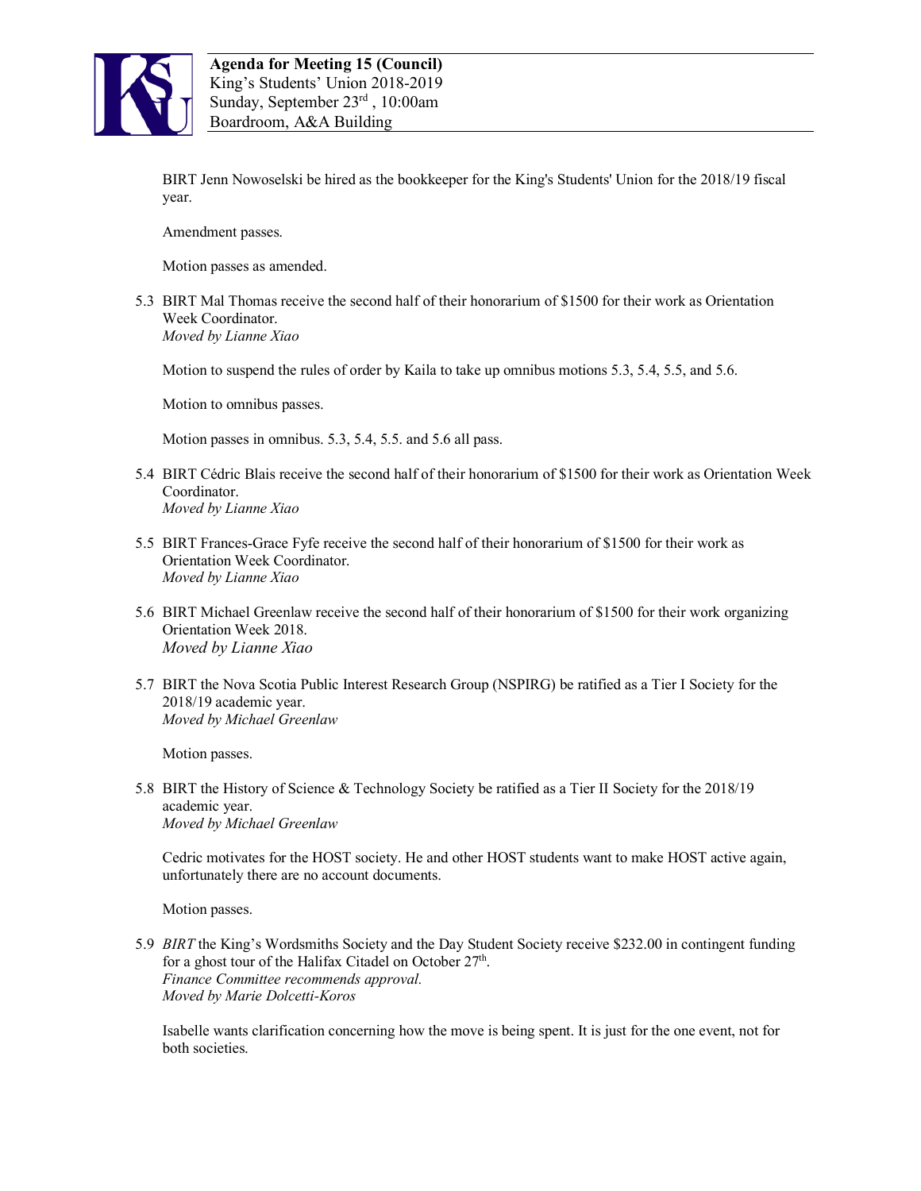BIRT Jenn Nowoselski be hired as the bookkeeper for the King's Students' Union for the 2018/19 fiscal year.

Amendment passes.

Motion passes as amended.

5.3 BIRT Mal Thomas receive the second half of their honorarium of $1500 for their work as Orientation Week Coordinator.
*Moved by Lianne Xiao*

Motion to suspend the rules of order by Kaila to take up omnibus motions 5.3, 5.4, 5.5, and 5.6.

Motion to omnibus passes.

Motion passes in omnibus. 5.3, 5.4, 5.5. and 5.6 all pass.

5.4 BIRT Cédric Blais receive the second half of their honorarium of $1500 for their work as Orientation Week Coordinator.
*Moved by Lianne Xiao*

5.5 BIRT Frances-Grace Fyfe receive the second half of their honorarium of $1500 for their work as Orientation Week Coordinator.
*Moved by Lianne Xiao*

5.6 BIRT Michael Greenlaw receive the second half of their honorarium of $1500 for their work organizing Orientation Week 2018.
*Moved by Lianne Xiao*

5.7 BIRT the Nova Scotia Public Interest Research Group (NSPIRG) be ratified as a Tier I Society for the 2018/19 academic year.
*Moved by Michael Greenlaw*

Motion passes.

5.8 BIRT the History of Science & Technology Society be ratified as a Tier II Society for the 2018/19 academic year.
*Moved by Michael Greenlaw*

Cedric motivates for the HOST society. He and other HOST students want to make HOST active again, unfortunately there are no account documents.

Motion passes.

5.9 *BIRT* the King's Wordsmiths Society and the Day Student Society receive $232.00 in contingent funding for a ghost tour of the Halifax Citadel on October 27th.
*Finance Committee recommends approval.*
*Moved by Marie Dolcetti-Koros*

Isabelle wants clarification concerning how the move is being spent. It is just for the one event, not for both societies.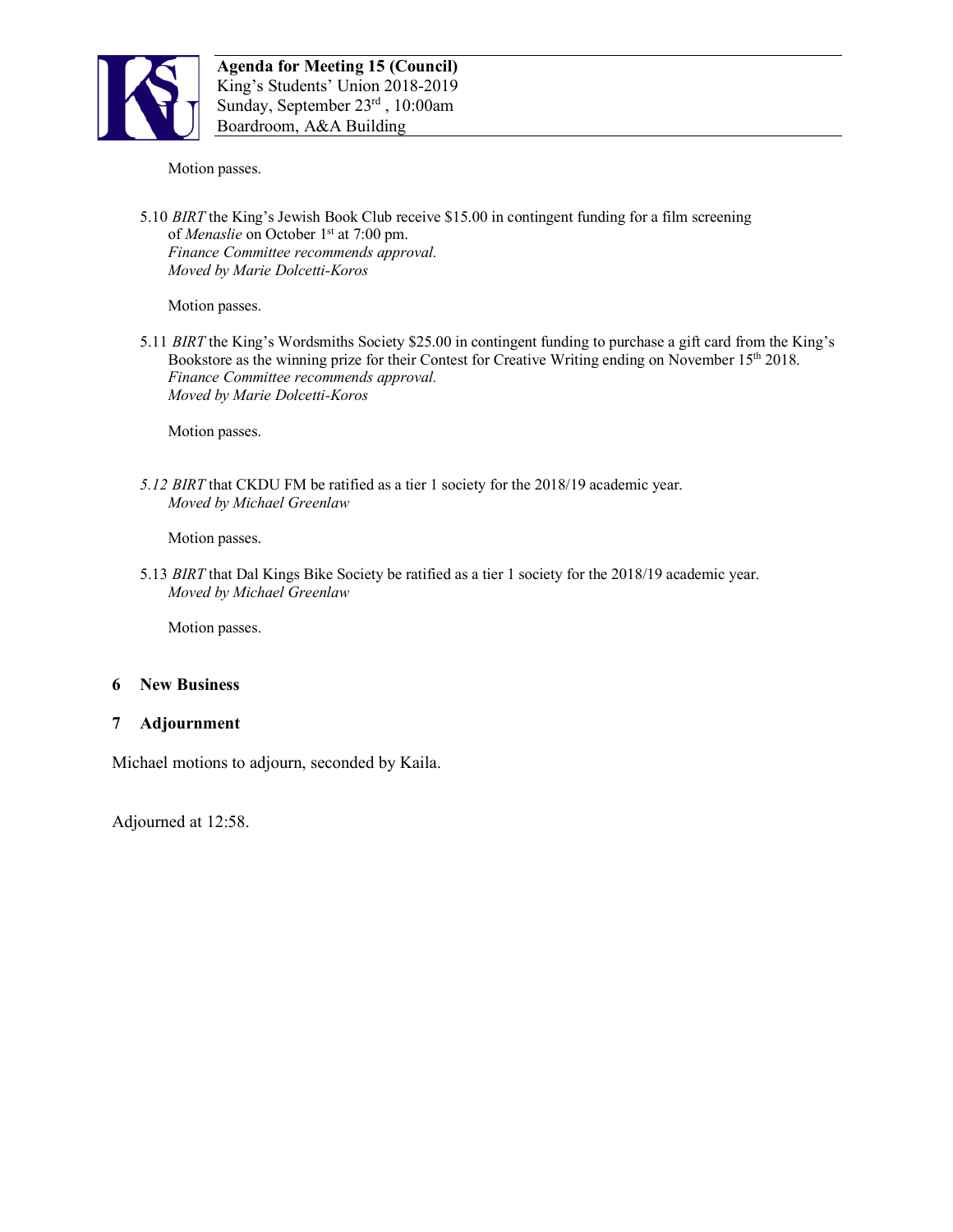Motion passes.

5.10 *BIRT* the King's Jewish Book Club receive $15.00 in contingent funding for a film screening of *Menaslie* on October 1st at 7:00 pm.
*Finance Committee recommends approval.*
*Moved by Marie Dolcetti-Koros*

Motion passes.

5.11 *BIRT* the King's Wordsmiths Society $25.00 in contingent funding to purchase a gift card from the King's Bookstore as the winning prize for their Contest for Creative Writing ending on November 15th 2018.
*Finance Committee recommends approval.*
*Moved by Marie Dolcetti-Koros*

Motion passes.

*5.12 BIRT* that CKDU FM be ratified as a tier 1 society for the 2018/19 academic year.
*Moved by Michael Greenlaw*

Motion passes.

5.13 *BIRT* that Dal Kings Bike Society be ratified as a tier 1 society for the 2018/19 academic year.
*Moved by Michael Greenlaw*

Motion passes.

## 6 New Business

## 7 Adjournment

Michael motions to adjourn, seconded by Kaila.

Adjourned at 12:58.